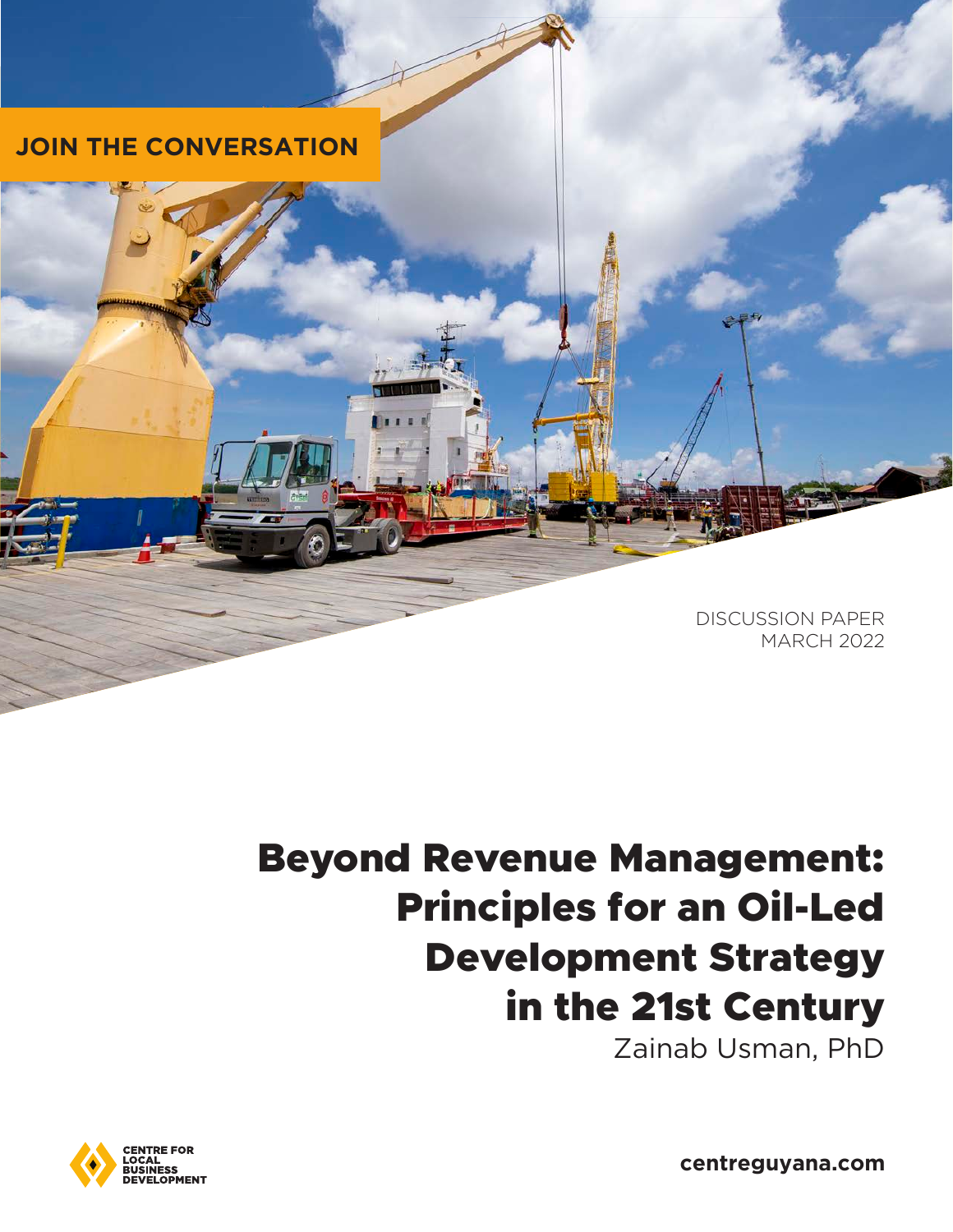JOIN THE CONVERSATION

DISCUSSION PAPER
MARCH 2022

# Beyond Revenue Management: Principles for an Oil-Led Development Strategy in the 21st Century

Zainab Usman, PhD

CENTRE FOR LOCAL BUSINESS DEVELOPMENT

centreguyana.com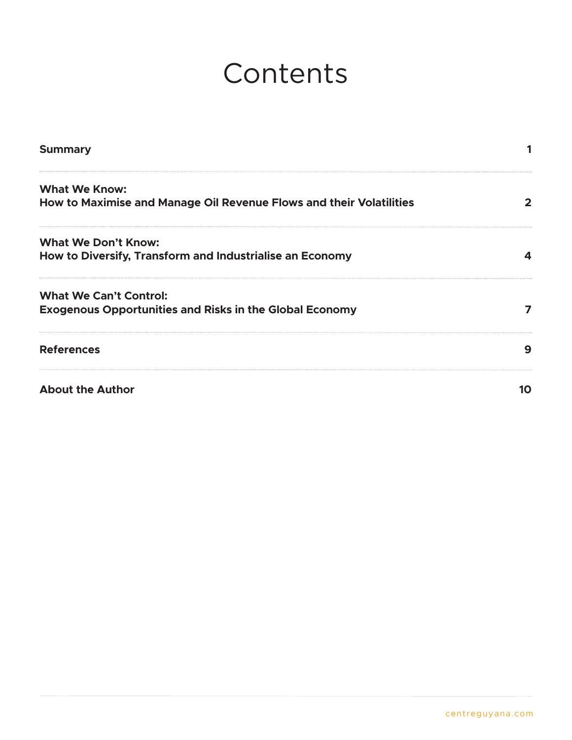# Contents

| | |
|---|---|
| **Summary** | **1** |
| **What We Know:**<br>**How to Maximise and Manage Oil Revenue Flows and their Volatilities** | **2** |
| **What We Don't Know:**<br>**How to Diversify, Transform and Industrialise an Economy** | **4** |
| **What We Can't Control:**<br>**Exogenous Opportunities and Risks in the Global Economy** | **7** |
| **References** | **9** |
| **About the Author** | **10** |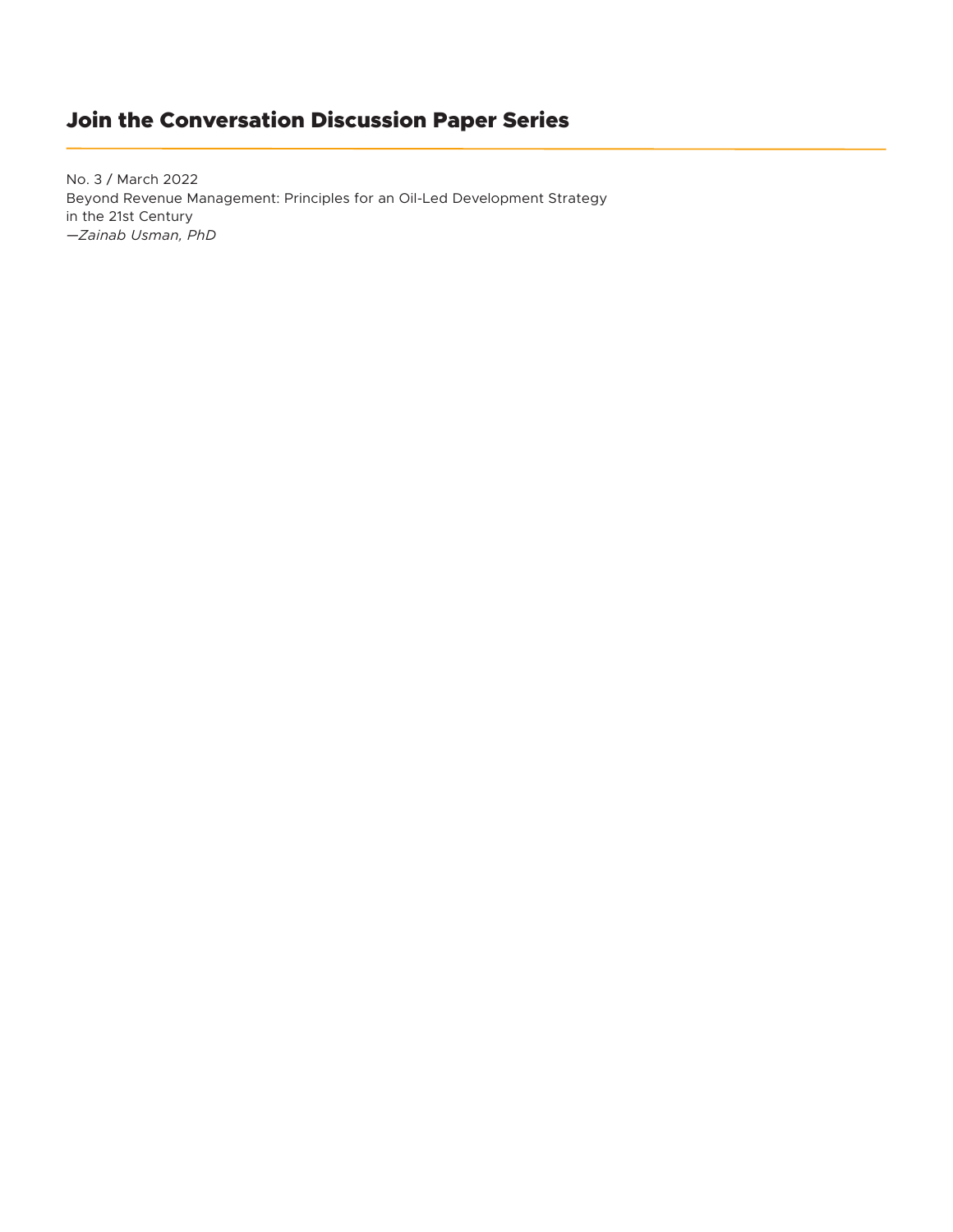## Join the Conversation Discussion Paper Series

No. 3 / March 2022
Beyond Revenue Management: Principles for an Oil-Led Development Strategy in the 21st Century
—*Zainab Usman, PhD*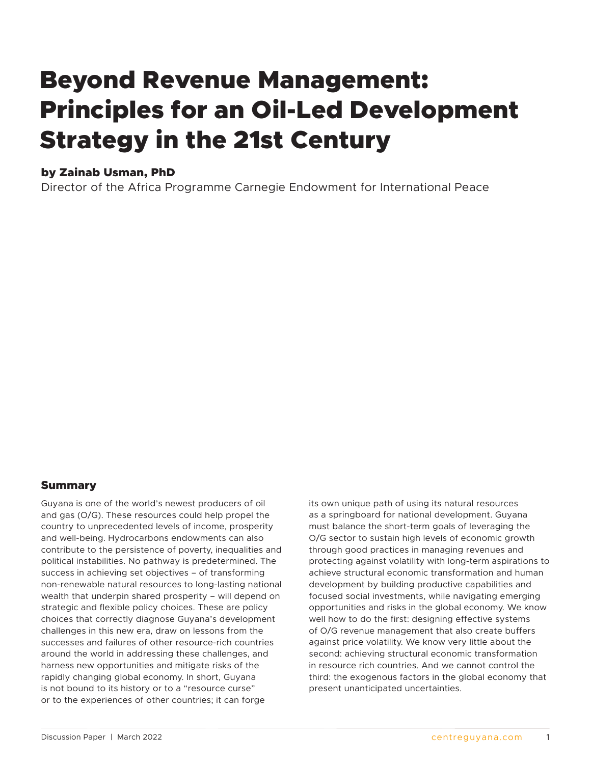# Beyond Revenue Management: Principles for an Oil-Led Development Strategy in the 21st Century

### by Zainab Usman, PhD

Director of the Africa Programme Carnegie Endowment for International Peace

## Summary

Guyana is one of the world's newest producers of oil and gas (O/G). These resources could help propel the country to unprecedented levels of income, prosperity and well-being. Hydrocarbons endowments can also contribute to the persistence of poverty, inequalities and political instabilities. No pathway is predetermined. The success in achieving set objectives – of transforming non-renewable natural resources to long-lasting national wealth that underpin shared prosperity – will depend on strategic and flexible policy choices. These are policy choices that correctly diagnose Guyana's development challenges in this new era, draw on lessons from the successes and failures of other resource-rich countries around the world in addressing these challenges, and harness new opportunities and mitigate risks of the rapidly changing global economy. In short, Guyana is not bound to its history or to a "resource curse" or to the experiences of other countries; it can forge its own unique path of using its natural resources as a springboard for national development. Guyana must balance the short-term goals of leveraging the O/G sector to sustain high levels of economic growth through good practices in managing revenues and protecting against volatility with long-term aspirations to achieve structural economic transformation and human development by building productive capabilities and focused social investments, while navigating emerging opportunities and risks in the global economy. We know well how to do the first: designing effective systems of O/G revenue management that also create buffers against price volatility. We know very little about the second: achieving structural economic transformation in resource rich countries. And we cannot control the third: the exogenous factors in the global economy that present unanticipated uncertainties.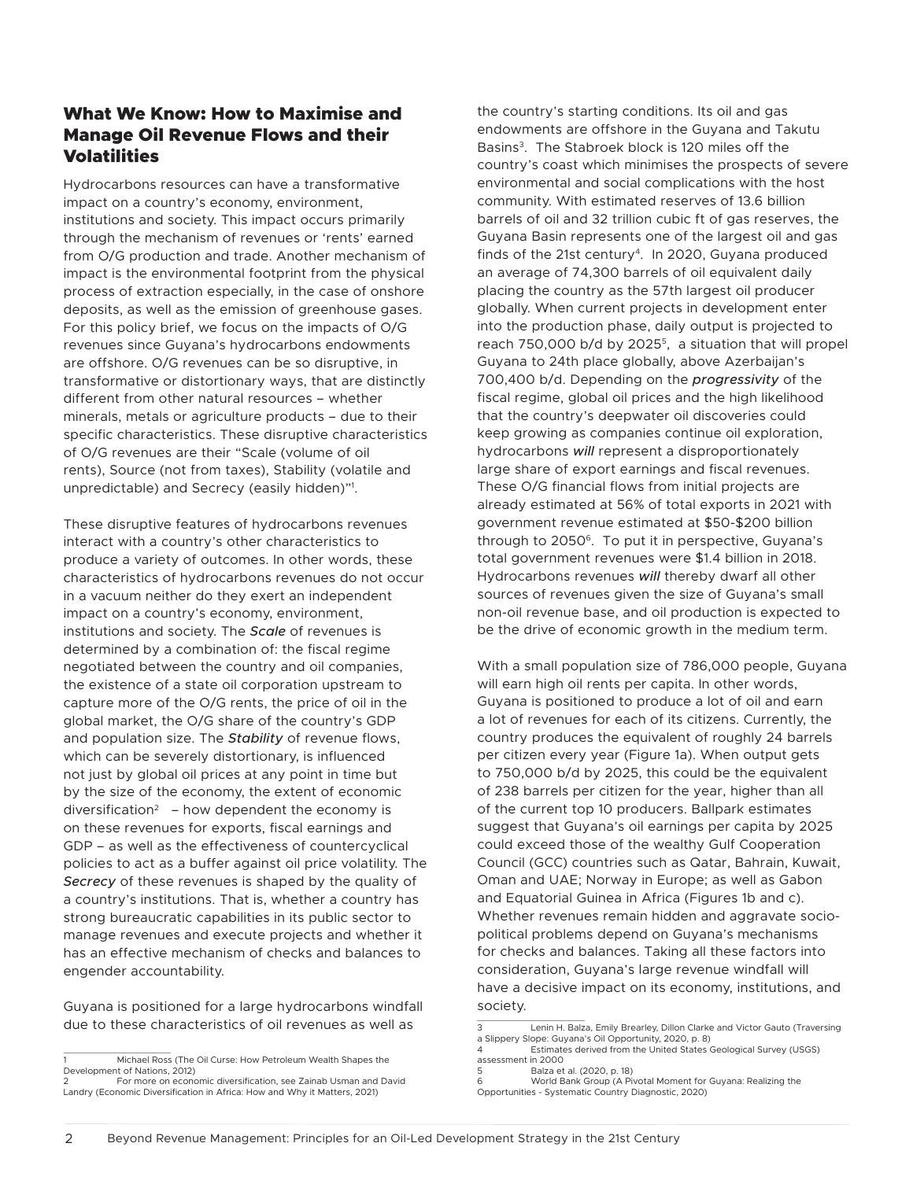## What We Know: How to Maximise and Manage Oil Revenue Flows and their Volatilities

Hydrocarbons resources can have a transformative impact on a country's economy, environment, institutions and society. This impact occurs primarily through the mechanism of revenues or 'rents' earned from O/G production and trade. Another mechanism of impact is the environmental footprint from the physical process of extraction especially, in the case of onshore deposits, as well as the emission of greenhouse gases. For this policy brief, we focus on the impacts of O/G revenues since Guyana's hydrocarbons endowments are offshore. O/G revenues can be so disruptive, in transformative or distortionary ways, that are distinctly different from other natural resources – whether minerals, metals or agriculture products – due to their specific characteristics. These disruptive characteristics of O/G revenues are their "Scale (volume of oil rents), Source (not from taxes), Stability (volatile and unpredictable) and Secrecy (easily hidden)"[1].

These disruptive features of hydrocarbons revenues interact with a country's other characteristics to produce a variety of outcomes. In other words, these characteristics of hydrocarbons revenues do not occur in a vacuum neither do they exert an independent impact on a country's economy, environment, institutions and society. The ***Scale*** of revenues is determined by a combination of: the fiscal regime negotiated between the country and oil companies, the existence of a state oil corporation upstream to capture more of the O/G rents, the price of oil in the global market, the O/G share of the country's GDP and population size. The ***Stability*** of revenue flows, which can be severely distortionary, is influenced not just by global oil prices at any point in time but by the size of the economy, the extent of economic diversification[2] – how dependent the economy is on these revenues for exports, fiscal earnings and GDP – as well as the effectiveness of countercyclical policies to act as a buffer against oil price volatility. The ***Secrecy*** of these revenues is shaped by the quality of a country's institutions. That is, whether a country has strong bureaucratic capabilities in its public sector to manage revenues and execute projects and whether it has an effective mechanism of checks and balances to engender accountability.

Guyana is positioned for a large hydrocarbons windfall due to these characteristics of oil revenues as well as the country's starting conditions. Its oil and gas endowments are offshore in the Guyana and Takutu Basins[3]. The Stabroek block is 120 miles off the country's coast which minimises the prospects of severe environmental and social complications with the host community. With estimated reserves of 13.6 billion barrels of oil and 32 trillion cubic ft of gas reserves, the Guyana Basin represents one of the largest oil and gas finds of the 21st century[4]. In 2020, Guyana produced an average of 74,300 barrels of oil equivalent daily placing the country as the 57th largest oil producer globally. When current projects in development enter into the production phase, daily output is projected to reach 750,000 b/d by 2025[5], a situation that will propel Guyana to 24th place globally, above Azerbaijan's 700,400 b/d. Depending on the ***progressivity*** of the fiscal regime, global oil prices and the high likelihood that the country's deepwater oil discoveries could keep growing as companies continue oil exploration, hydrocarbons ***will*** represent a disproportionately large share of export earnings and fiscal revenues. These O/G financial flows from initial projects are already estimated at 56% of total exports in 2021 with government revenue estimated at $50-$200 billion through to 2050[6]. To put it in perspective, Guyana's total government revenues were $1.4 billion in 2018. Hydrocarbons revenues ***will*** thereby dwarf all other sources of revenues given the size of Guyana's small non-oil revenue base, and oil production is expected to be the drive of economic growth in the medium term.

With a small population size of 786,000 people, Guyana will earn high oil rents per capita. In other words, Guyana is positioned to produce a lot of oil and earn a lot of revenues for each of its citizens. Currently, the country produces the equivalent of roughly 24 barrels per citizen every year (Figure 1a). When output gets to 750,000 b/d by 2025, this could be the equivalent of 238 barrels per citizen for the year, higher than all of the current top 10 producers. Ballpark estimates suggest that Guyana's oil earnings per capita by 2025 could exceed those of the wealthy Gulf Cooperation Council (GCC) countries such as Qatar, Bahrain, Kuwait, Oman and UAE; Norway in Europe; as well as Gabon and Equatorial Guinea in Africa (Figures 1b and c). Whether revenues remain hidden and aggravate socio-political problems depend on Guyana's mechanisms for checks and balances. Taking all these factors into consideration, Guyana's large revenue windfall will have a decisive impact on its economy, institutions, and society.

---

1 Michael Ross (The Oil Curse: How Petroleum Wealth Shapes the Development of Nations, 2012)

2 For more on economic diversification, see Zainab Usman and David Landry (Economic Diversification in Africa: How and Why it Matters, 2021)

3 Lenin H. Balza, Emily Brearley, Dillon Clarke and Victor Gauto (Traversing a Slippery Slope: Guyana's Oil Opportunity, 2020, p. 8)

4 Estimates derived from the United States Geological Survey (USGS) assessment in 2000

5 Balza et al. (2020, p. 18)

6 World Bank Group (A Pivotal Moment for Guyana: Realizing the Opportunities - Systematic Country Diagnostic, 2020)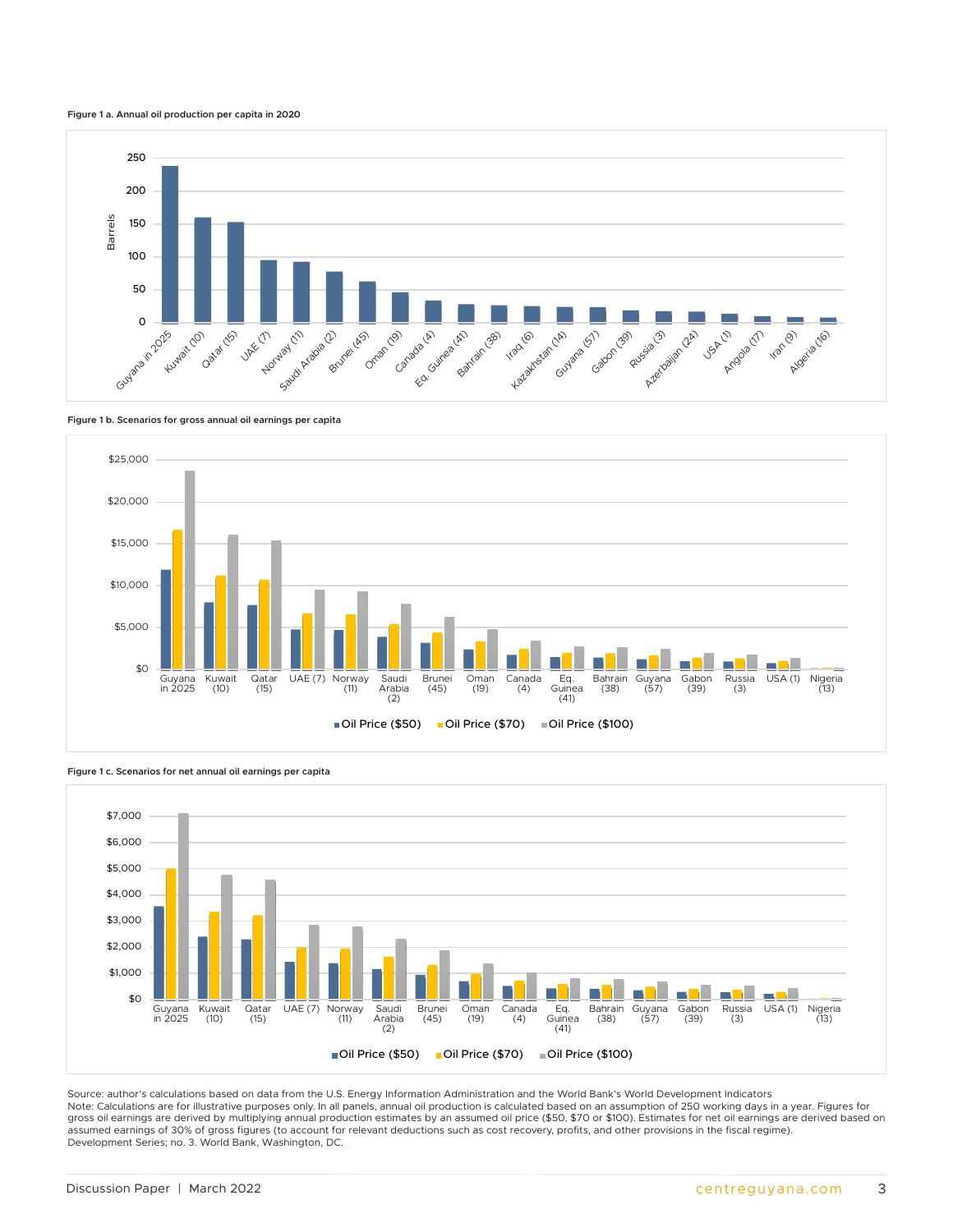**Figure 1 a. Annual oil production per capita in 2020**

**Figure 1 b. Scenarios for gross annual oil earnings per capita**

**Figure 1 c. Scenarios for net annual oil earnings per capita**

Source: author's calculations based on data from the U.S. Energy Information Administration and the World Bank's World Development Indicators
Note: Calculations are for illustrative purposes only. In all panels, annual oil production is calculated based on an assumption of 250 working days in a year. Figures for gross oil earnings are derived by multiplying annual production estimates by an assumed oil price ($50, $70 or $100). Estimates for net oil earnings are derived based on assumed earnings of 30% of gross figures (to account for relevant deductions such as cost recovery, profits, and other provisions in the fiscal regime).
Development Series; no. 3. World Bank, Washington, DC.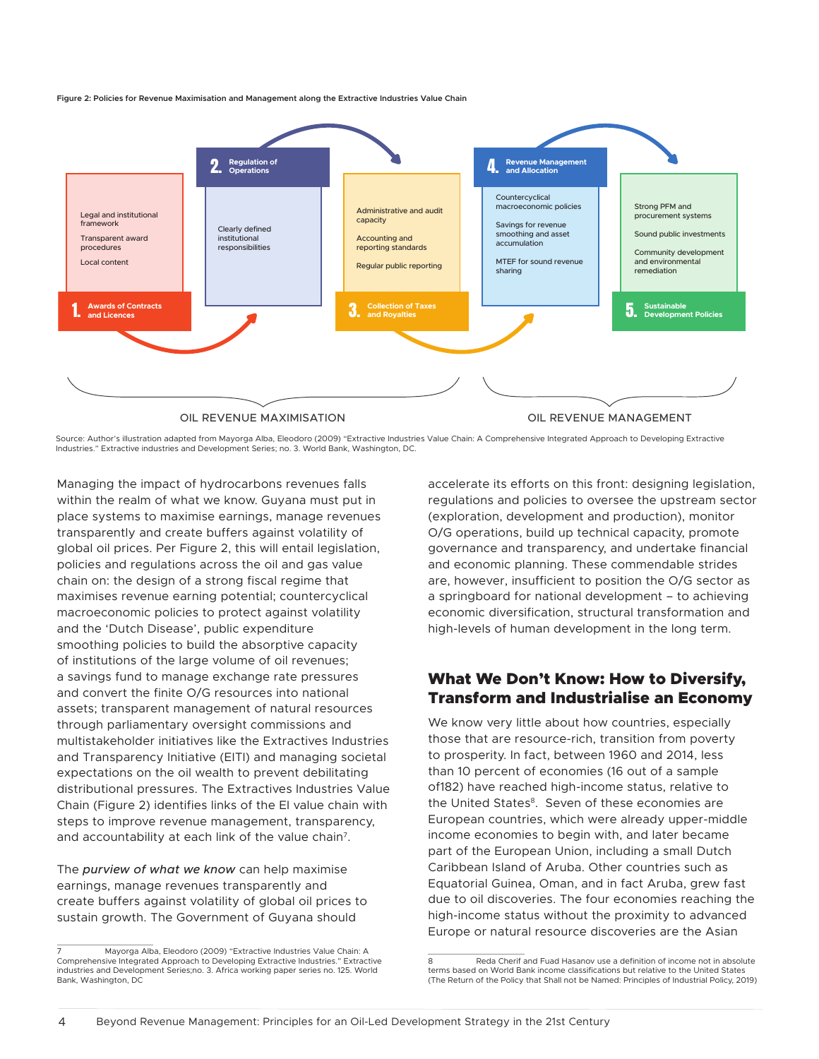**Figure 2: Policies for Revenue Maximisation and Management along the Extractive Industries Value Chain**

| 1. Awards of Contracts and Licences | 2. Regulation of Operations | 3. Collection of Taxes and Royalties | 4. Revenue Management and Allocation | 5. Sustainable Development Policies |
|---|---|---|---|---|
| Legal and institutional framework; Transparent award procedures; Local content | Clearly defined institutional responsibilities | Administrative and audit capacity; Accounting and reporting standards; Regular public reporting | Countercyclical macroeconomic policies; Savings for revenue smoothing and asset accumulation; MTEF for sound revenue sharing | Strong PFM and procurement systems; Sound public investments; Community development and environmental remediation |

OIL REVENUE MAXIMISATION (1–3) — OIL REVENUE MANAGEMENT (4–5)

Source: Author's illustration adapted from Mayorga Alba, Eleodoro (2009) "Extractive Industries Value Chain: A Comprehensive Integrated Approach to Developing Extractive Industries." Extractive industries and Development Series; no. 3. World Bank, Washington, DC.

Managing the impact of hydrocarbons revenues falls within the realm of what we know. Guyana must put in place systems to maximise earnings, manage revenues transparently and create buffers against volatility of global oil prices. Per Figure 2, this will entail legislation, policies and regulations across the oil and gas value chain on: the design of a strong fiscal regime that maximises revenue earning potential; countercyclical macroeconomic policies to protect against volatility and the 'Dutch Disease', public expenditure smoothing policies to build the absorptive capacity of institutions of the large volume of oil revenues; a savings fund to manage exchange rate pressures and convert the finite O/G resources into national assets; transparent management of natural resources through parliamentary oversight commissions and multistakeholder initiatives like the Extractives Industries and Transparency Initiative (EITI) and managing societal expectations on the oil wealth to prevent debilitating distributional pressures. The Extractives Industries Value Chain (Figure 2) identifies links of the EI value chain with steps to improve revenue management, transparency, and accountability at each link of the value chain[7].

The *purview of what we know* can help maximise earnings, manage revenues transparently and create buffers against volatility of global oil prices to sustain growth. The Government of Guyana should accelerate its efforts on this front: designing legislation, regulations and policies to oversee the upstream sector (exploration, development and production), monitor O/G operations, build up technical capacity, promote governance and transparency, and undertake financial and economic planning. These commendable strides are, however, insufficient to position the O/G sector as a springboard for national development – to achieving economic diversification, structural transformation and high-levels of human development in the long term.

## What We Don't Know: How to Diversify, Transform and Industrialise an Economy

We know very little about how countries, especially those that are resource-rich, transition from poverty to prosperity. In fact, between 1960 and 2014, less than 10 percent of economies (16 out of a sample of182) have reached high-income status, relative to the United States[8]. Seven of these economies are European countries, which were already upper-middle income economies to begin with, and later became part of the European Union, including a small Dutch Caribbean Island of Aruba. Other countries such as Equatorial Guinea, Oman, and in fact Aruba, grew fast due to oil discoveries. The four economies reaching the high-income status without the proximity to advanced Europe or natural resource discoveries are the Asian

7 Mayorga Alba, Eleodoro (2009) "Extractive Industries Value Chain: A Comprehensive Integrated Approach to Developing Extractive Industries." Extractive industries and Development Series;no. 3. Africa working paper series no. 125. World Bank, Washington, DC

8 Reda Cherif and Fuad Hasanov use a definition of income not in absolute terms based on World Bank income classifications but relative to the United States (The Return of the Policy that Shall not be Named: Principles of Industrial Policy, 2019)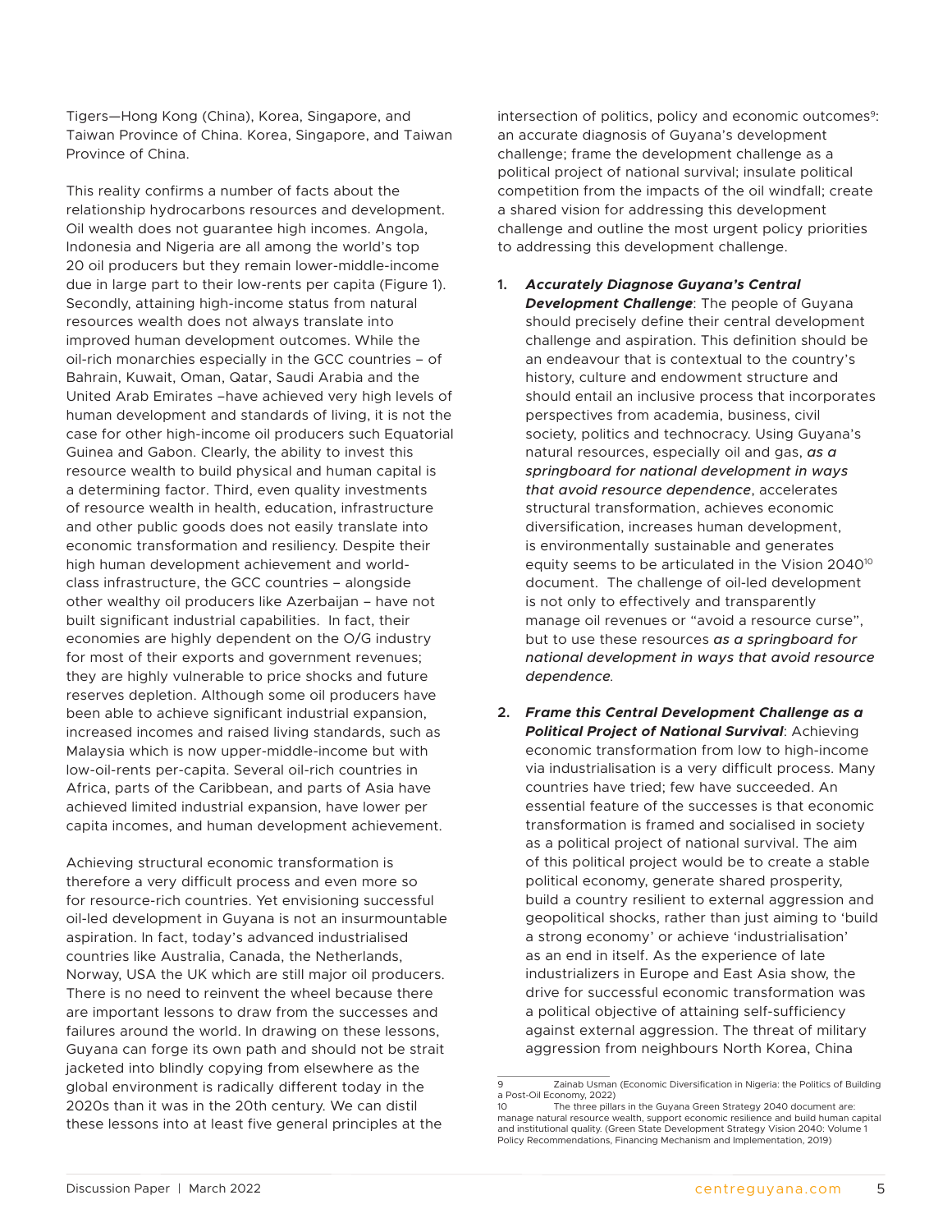Tigers—Hong Kong (China), Korea, Singapore, and Taiwan Province of China. Korea, Singapore, and Taiwan Province of China.

This reality confirms a number of facts about the relationship hydrocarbons resources and development. Oil wealth does not guarantee high incomes. Angola, Indonesia and Nigeria are all among the world's top 20 oil producers but they remain lower-middle-income due in large part to their low-rents per capita (Figure 1). Secondly, attaining high-income status from natural resources wealth does not always translate into improved human development outcomes. While the oil-rich monarchies especially in the GCC countries – of Bahrain, Kuwait, Oman, Qatar, Saudi Arabia and the United Arab Emirates –have achieved very high levels of human development and standards of living, it is not the case for other high-income oil producers such Equatorial Guinea and Gabon. Clearly, the ability to invest this resource wealth to build physical and human capital is a determining factor. Third, even quality investments of resource wealth in health, education, infrastructure and other public goods does not easily translate into economic transformation and resiliency. Despite their high human development achievement and world-class infrastructure, the GCC countries – alongside other wealthy oil producers like Azerbaijan – have not built significant industrial capabilities. In fact, their economies are highly dependent on the O/G industry for most of their exports and government revenues; they are highly vulnerable to price shocks and future reserves depletion. Although some oil producers have been able to achieve significant industrial expansion, increased incomes and raised living standards, such as Malaysia which is now upper-middle-income but with low-oil-rents per-capita. Several oil-rich countries in Africa, parts of the Caribbean, and parts of Asia have achieved limited industrial expansion, have lower per capita incomes, and human development achievement.

Achieving structural economic transformation is therefore a very difficult process and even more so for resource-rich countries. Yet envisioning successful oil-led development in Guyana is not an insurmountable aspiration. In fact, today's advanced industrialised countries like Australia, Canada, the Netherlands, Norway, USA the UK which are still major oil producers. There is no need to reinvent the wheel because there are important lessons to draw from the successes and failures around the world. In drawing on these lessons, Guyana can forge its own path and should not be strait jacketed into blindly copying from elsewhere as the global environment is radically different today in the 2020s than it was in the 20th century. We can distil these lessons into at least five general principles at the intersection of politics, policy and economic outcomes[9]: an accurate diagnosis of Guyana's development challenge; frame the development challenge as a political project of national survival; insulate political competition from the impacts of the oil windfall; create a shared vision for addressing this development challenge and outline the most urgent policy priorities to addressing this development challenge.

1. ***Accurately Diagnose Guyana's Central Development Challenge***: The people of Guyana should precisely define their central development challenge and aspiration. This definition should be an endeavour that is contextual to the country's history, culture and endowment structure and should entail an inclusive process that incorporates perspectives from academia, business, civil society, politics and technocracy. Using Guyana's natural resources, especially oil and gas, *as a springboard for national development in ways that avoid resource dependence*, accelerates structural transformation, achieves economic diversification, increases human development, is environmentally sustainable and generates equity seems to be articulated in the Vision 2040[10] document. The challenge of oil-led development is not only to effectively and transparently manage oil revenues or "avoid a resource curse", but to use these resources *as a springboard for national development in ways that avoid resource dependence.*

2. ***Frame this Central Development Challenge as a Political Project of National Survival***: Achieving economic transformation from low to high-income via industrialisation is a very difficult process. Many countries have tried; few have succeeded. An essential feature of the successes is that economic transformation is framed and socialised in society as a political project of national survival. The aim of this political project would be to create a stable political economy, generate shared prosperity, build a country resilient to external aggression and geopolitical shocks, rather than just aiming to 'build a strong economy' or achieve 'industrialisation' as an end in itself. As the experience of late industrializers in Europe and East Asia show, the drive for successful economic transformation was a political objective of attaining self-sufficiency against external aggression. The threat of military aggression from neighbours North Korea, China

---

9 Zainab Usman (Economic Diversification in Nigeria: the Politics of Building a Post-Oil Economy, 2022)

10 The three pillars in the Guyana Green Strategy 2040 document are: manage natural resource wealth, support economic resilience and build human capital and institutional quality. (Green State Development Strategy Vision 2040: Volume 1 Policy Recommendations, Financing Mechanism and Implementation, 2019)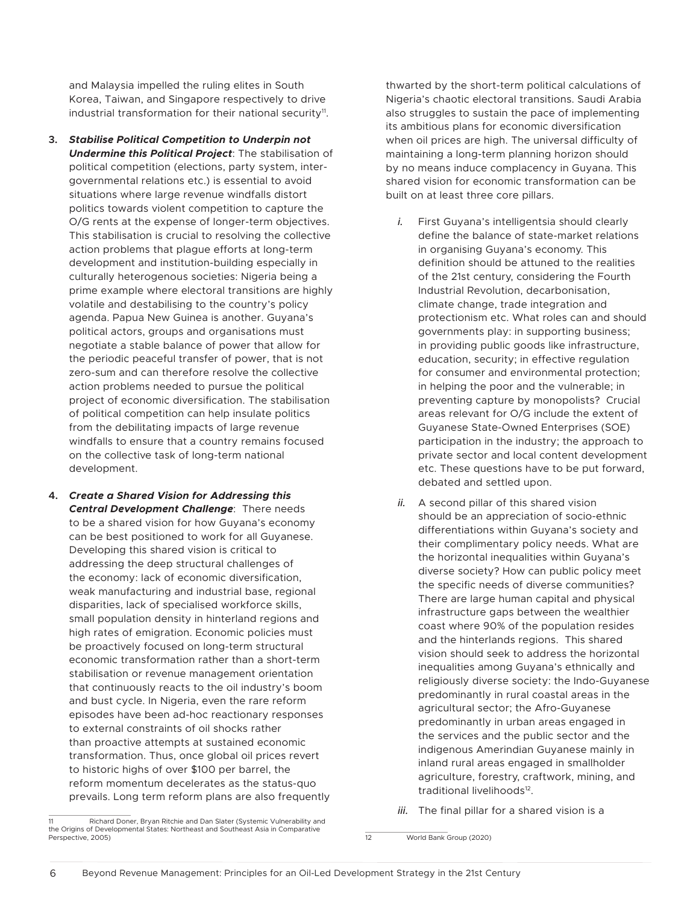and Malaysia impelled the ruling elites in South Korea, Taiwan, and Singapore respectively to drive industrial transformation for their national security[11].

3. ***Stabilise Political Competition to Underpin not Undermine this Political Project***: The stabilisation of political competition (elections, party system, inter-governmental relations etc.) is essential to avoid situations where large revenue windfalls distort politics towards violent competition to capture the O/G rents at the expense of longer-term objectives. This stabilisation is crucial to resolving the collective action problems that plague efforts at long-term development and institution-building especially in culturally heterogenous societies: Nigeria being a prime example where electoral transitions are highly volatile and destabilising to the country's policy agenda. Papua New Guinea is another. Guyana's political actors, groups and organisations must negotiate a stable balance of power that allow for the periodic peaceful transfer of power, that is not zero-sum and can therefore resolve the collective action problems needed to pursue the political project of economic diversification. The stabilisation of political competition can help insulate politics from the debilitating impacts of large revenue windfalls to ensure that a country remains focused on the collective task of long-term national development.

4. ***Create a Shared Vision for Addressing this Central Development Challenge***: There needs to be a shared vision for how Guyana's economy can be best positioned to work for all Guyanese. Developing this shared vision is critical to addressing the deep structural challenges of the economy: lack of economic diversification, weak manufacturing and industrial base, regional disparities, lack of specialised workforce skills, small population density in hinterland regions and high rates of emigration. Economic policies must be proactively focused on long-term structural economic transformation rather than a short-term stabilisation or revenue management orientation that continuously reacts to the oil industry's boom and bust cycle. In Nigeria, even the rare reform episodes have been ad-hoc reactionary responses to external constraints of oil shocks rather than proactive attempts at sustained economic transformation. Thus, once global oil prices revert to historic highs of over $100 per barrel, the reform momentum decelerates as the status-quo prevails. Long term reform plans are also frequently thwarted by the short-term political calculations of Nigeria's chaotic electoral transitions. Saudi Arabia also struggles to sustain the pace of implementing its ambitious plans for economic diversification when oil prices are high. The universal difficulty of maintaining a long-term planning horizon should by no means induce complacency in Guyana. This shared vision for economic transformation can be built on at least three core pillars.

   *i.* First Guyana's intelligentsia should clearly define the balance of state-market relations in organising Guyana's economy. This definition should be attuned to the realities of the 21st century, considering the Fourth Industrial Revolution, decarbonisation, climate change, trade integration and protectionism etc. What roles can and should governments play: in supporting business; in providing public goods like infrastructure, education, security; in effective regulation for consumer and environmental protection; in helping the poor and the vulnerable; in preventing capture by monopolists? Crucial areas relevant for O/G include the extent of Guyanese State-Owned Enterprises (SOE) participation in the industry; the approach to private sector and local content development etc. These questions have to be put forward, debated and settled upon.

   *ii.* A second pillar of this shared vision should be an appreciation of socio-ethnic differentiations within Guyana's society and their complimentary policy needs. What are the horizontal inequalities within Guyana's diverse society? How can public policy meet the specific needs of diverse communities? There are large human capital and physical infrastructure gaps between the wealthier coast where 90% of the population resides and the hinterlands regions. This shared vision should seek to address the horizontal inequalities among Guyana's ethnically and religiously diverse society: the Indo-Guyanese predominantly in rural coastal areas in the agricultural sector; the Afro-Guyanese predominantly in urban areas engaged in the services and the public sector and the indigenous Amerindian Guyanese mainly in inland rural areas engaged in smallholder agriculture, forestry, craftwork, mining, and traditional livelihoods[12].

   *iii.* The final pillar for a shared vision is a

---

11 Richard Doner, Bryan Ritchie and Dan Slater (Systemic Vulnerability and the Origins of Developmental States: Northeast and Southeast Asia in Comparative Perspective, 2005)

12 World Bank Group (2020)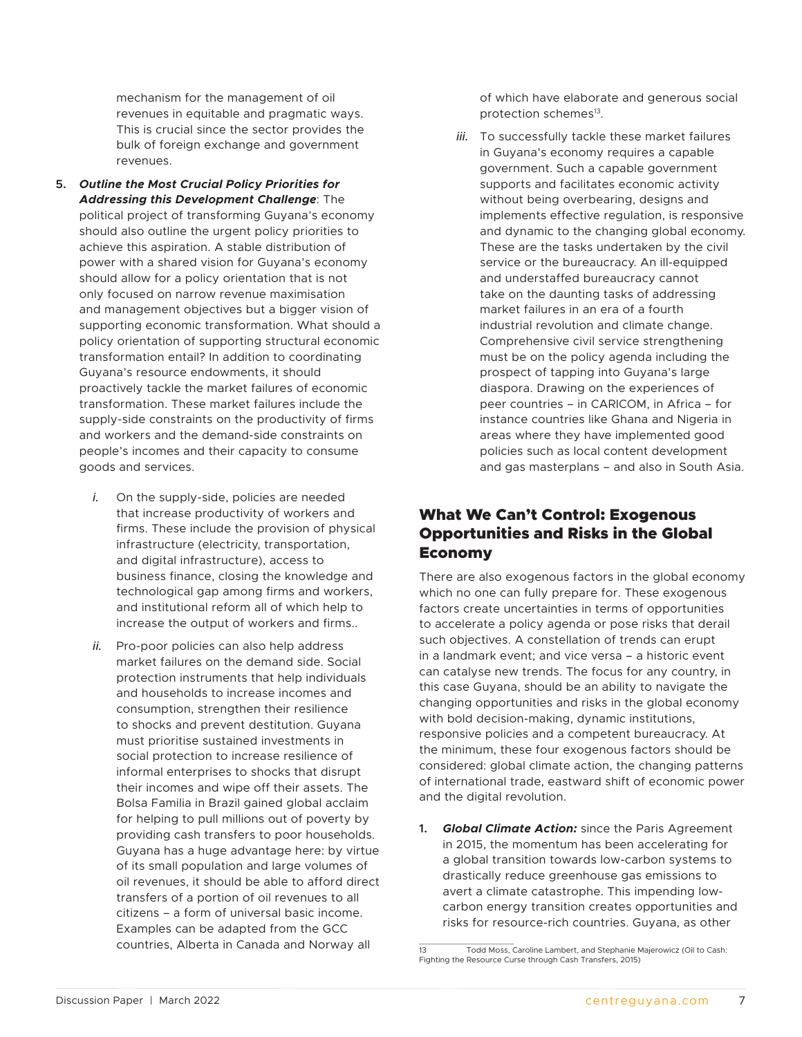mechanism for the management of oil revenues in equitable and pragmatic ways. This is crucial since the sector provides the bulk of foreign exchange and government revenues.

5. ***Outline the Most Crucial Policy Priorities for Addressing this Development Challenge***: The political project of transforming Guyana's economy should also outline the urgent policy priorities to achieve this aspiration. A stable distribution of power with a shared vision for Guyana's economy should allow for a policy orientation that is not only focused on narrow revenue maximisation and management objectives but a bigger vision of supporting economic transformation. What should a policy orientation of supporting structural economic transformation entail? In addition to coordinating Guyana's resource endowments, it should proactively tackle the market failures of economic transformation. These market failures include the supply-side constraints on the productivity of firms and workers and the demand-side constraints on people's incomes and their capacity to consume goods and services.

   *i.* On the supply-side, policies are needed that increase productivity of workers and firms. These include the provision of physical infrastructure (electricity, transportation, and digital infrastructure), access to business finance, closing the knowledge and technological gap among firms and workers, and institutional reform all of which help to increase the output of workers and firms..

   *ii.* Pro-poor policies can also help address market failures on the demand side. Social protection instruments that help individuals and households to increase incomes and consumption, strengthen their resilience to shocks and prevent destitution. Guyana must prioritise sustained investments in social protection to increase resilience of informal enterprises to shocks that disrupt their incomes and wipe off their assets. The Bolsa Familia in Brazil gained global acclaim for helping to pull millions out of poverty by providing cash transfers to poor households. Guyana has a huge advantage here: by virtue of its small population and large volumes of oil revenues, it should be able to afford direct transfers of a portion of oil revenues to all citizens – a form of universal basic income. Examples can be adapted from the GCC countries, Alberta in Canada and Norway all of which have elaborate and generous social protection schemes[13].

   *iii.* To successfully tackle these market failures in Guyana's economy requires a capable government. Such a capable government supports and facilitates economic activity without being overbearing, designs and implements effective regulation, is responsive and dynamic to the changing global economy. These are the tasks undertaken by the civil service or the bureaucracy. An ill-equipped and understaffed bureaucracy cannot take on the daunting tasks of addressing market failures in an era of a fourth industrial revolution and climate change. Comprehensive civil service strengthening must be on the policy agenda including the prospect of tapping into Guyana's large diaspora. Drawing on the experiences of peer countries – in CARICOM, in Africa – for instance countries like Ghana and Nigeria in areas where they have implemented good policies such as local content development and gas masterplans – and also in South Asia.

## What We Can't Control: Exogenous Opportunities and Risks in the Global Economy

There are also exogenous factors in the global economy which no one can fully prepare for. These exogenous factors create uncertainties in terms of opportunities to accelerate a policy agenda or pose risks that derail such objectives. A constellation of trends can erupt in a landmark event; and vice versa – a historic event can catalyse new trends. The focus for any country, in this case Guyana, should be an ability to navigate the changing opportunities and risks in the global economy with bold decision-making, dynamic institutions, responsive policies and a competent bureaucracy. At the minimum, these four exogenous factors should be considered: global climate action, the changing patterns of international trade, eastward shift of economic power and the digital revolution.

1. ***Global Climate Action:*** since the Paris Agreement in 2015, the momentum has been accelerating for a global transition towards low-carbon systems to drastically reduce greenhouse gas emissions to avert a climate catastrophe. This impending low-carbon energy transition creates opportunities and risks for resource-rich countries. Guyana, as other

---

13 Todd Moss, Caroline Lambert, and Stephanie Majerowicz (Oil to Cash: Fighting the Resource Curse through Cash Transfers, 2015)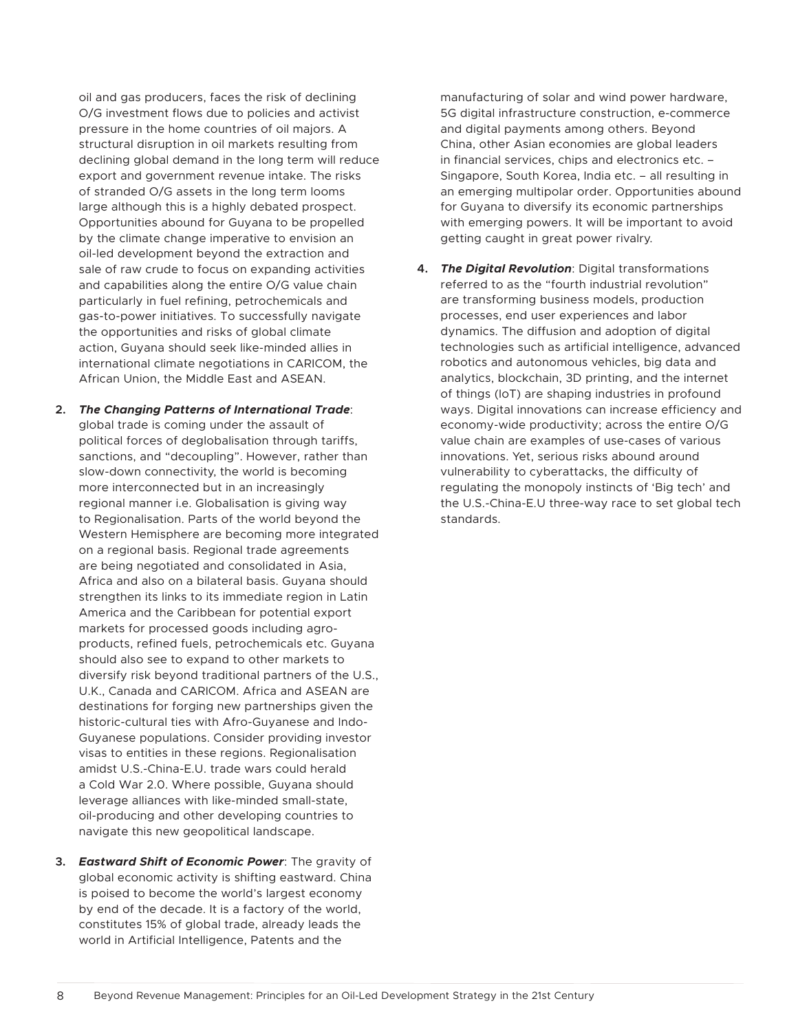oil and gas producers, faces the risk of declining O/G investment flows due to policies and activist pressure in the home countries of oil majors. A structural disruption in oil markets resulting from declining global demand in the long term will reduce export and government revenue intake. The risks of stranded O/G assets in the long term looms large although this is a highly debated prospect. Opportunities abound for Guyana to be propelled by the climate change imperative to envision an oil-led development beyond the extraction and sale of raw crude to focus on expanding activities and capabilities along the entire O/G value chain particularly in fuel refining, petrochemicals and gas-to-power initiatives. To successfully navigate the opportunities and risks of global climate action, Guyana should seek like-minded allies in international climate negotiations in CARICOM, the African Union, the Middle East and ASEAN.

2. ***The Changing Patterns of International Trade***: global trade is coming under the assault of political forces of deglobalisation through tariffs, sanctions, and "decoupling". However, rather than slow-down connectivity, the world is becoming more interconnected but in an increasingly regional manner i.e. Globalisation is giving way to Regionalisation. Parts of the world beyond the Western Hemisphere are becoming more integrated on a regional basis. Regional trade agreements are being negotiated and consolidated in Asia, Africa and also on a bilateral basis. Guyana should strengthen its links to its immediate region in Latin America and the Caribbean for potential export markets for processed goods including agro-products, refined fuels, petrochemicals etc. Guyana should also see to expand to other markets to diversify risk beyond traditional partners of the U.S., U.K., Canada and CARICOM. Africa and ASEAN are destinations for forging new partnerships given the historic-cultural ties with Afro-Guyanese and Indo-Guyanese populations. Consider providing investor visas to entities in these regions. Regionalisation amidst U.S.-China-E.U. trade wars could herald a Cold War 2.0. Where possible, Guyana should leverage alliances with like-minded small-state, oil-producing and other developing countries to navigate this new geopolitical landscape.

3. ***Eastward Shift of Economic Power***: The gravity of global economic activity is shifting eastward. China is poised to become the world's largest economy by end of the decade. It is a factory of the world, constitutes 15% of global trade, already leads the world in Artificial Intelligence, Patents and the manufacturing of solar and wind power hardware, 5G digital infrastructure construction, e-commerce and digital payments among others. Beyond China, other Asian economies are global leaders in financial services, chips and electronics etc. – Singapore, South Korea, India etc. – all resulting in an emerging multipolar order. Opportunities abound for Guyana to diversify its economic partnerships with emerging powers. It will be important to avoid getting caught in great power rivalry.

4. ***The Digital Revolution***: Digital transformations referred to as the "fourth industrial revolution" are transforming business models, production processes, end user experiences and labor dynamics. The diffusion and adoption of digital technologies such as artificial intelligence, advanced robotics and autonomous vehicles, big data and analytics, blockchain, 3D printing, and the internet of things (IoT) are shaping industries in profound ways. Digital innovations can increase efficiency and economy-wide productivity; across the entire O/G value chain are examples of use-cases of various innovations. Yet, serious risks abound around vulnerability to cyberattacks, the difficulty of regulating the monopoly instincts of 'Big tech' and the U.S.-China-E.U three-way race to set global tech standards.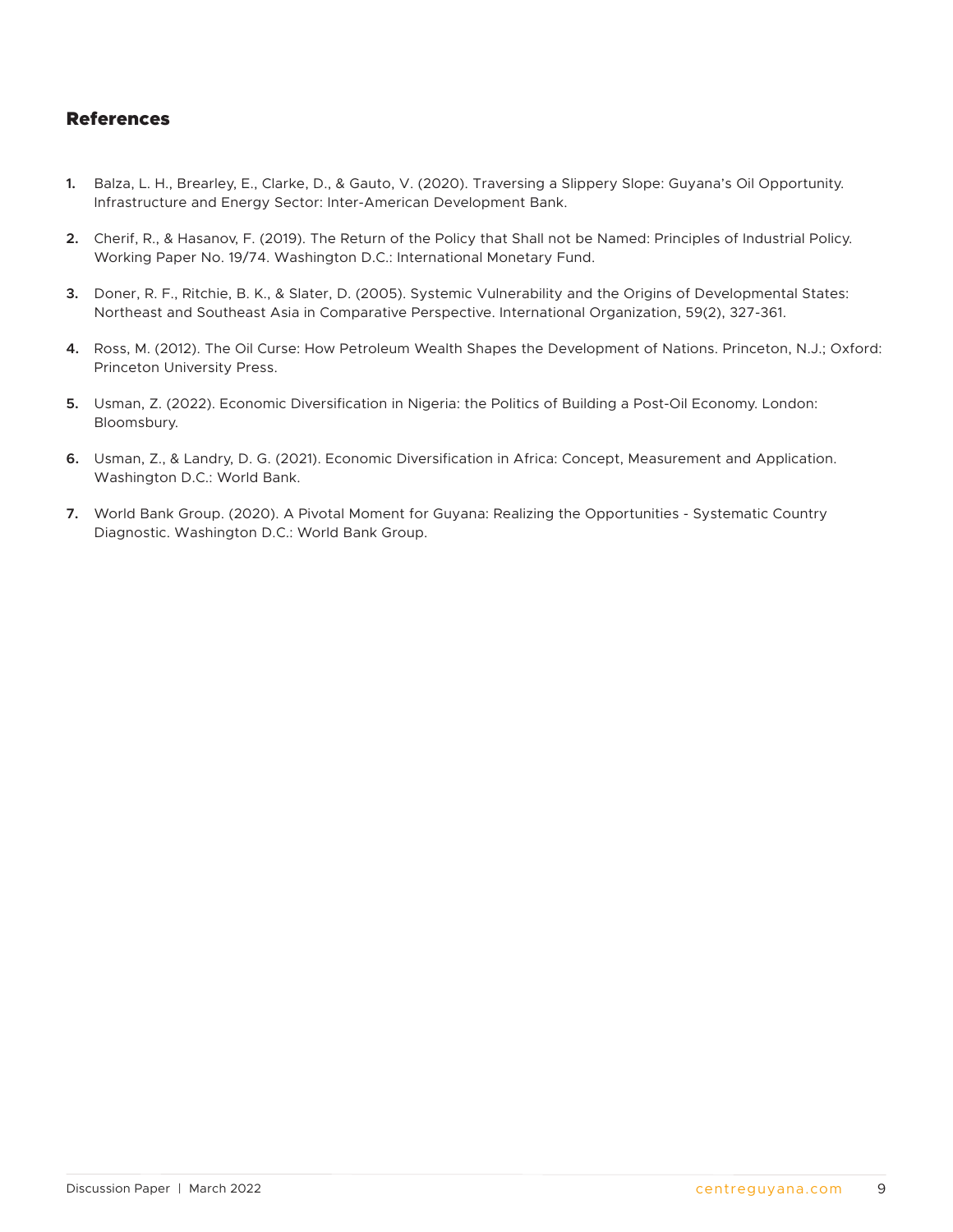## References

1. Balza, L. H., Brearley, E., Clarke, D., & Gauto, V. (2020). Traversing a Slippery Slope: Guyana's Oil Opportunity. Infrastructure and Energy Sector: Inter-American Development Bank.

2. Cherif, R., & Hasanov, F. (2019). The Return of the Policy that Shall not be Named: Principles of Industrial Policy. Working Paper No. 19/74. Washington D.C.: International Monetary Fund.

3. Doner, R. F., Ritchie, B. K., & Slater, D. (2005). Systemic Vulnerability and the Origins of Developmental States: Northeast and Southeast Asia in Comparative Perspective. International Organization, 59(2), 327-361.

4. Ross, M. (2012). The Oil Curse: How Petroleum Wealth Shapes the Development of Nations. Princeton, N.J.; Oxford: Princeton University Press.

5. Usman, Z. (2022). Economic Diversification in Nigeria: the Politics of Building a Post-Oil Economy. London: Bloomsbury.

6. Usman, Z., & Landry, D. G. (2021). Economic Diversification in Africa: Concept, Measurement and Application. Washington D.C.: World Bank.

7. World Bank Group. (2020). A Pivotal Moment for Guyana: Realizing the Opportunities - Systematic Country Diagnostic. Washington D.C.: World Bank Group.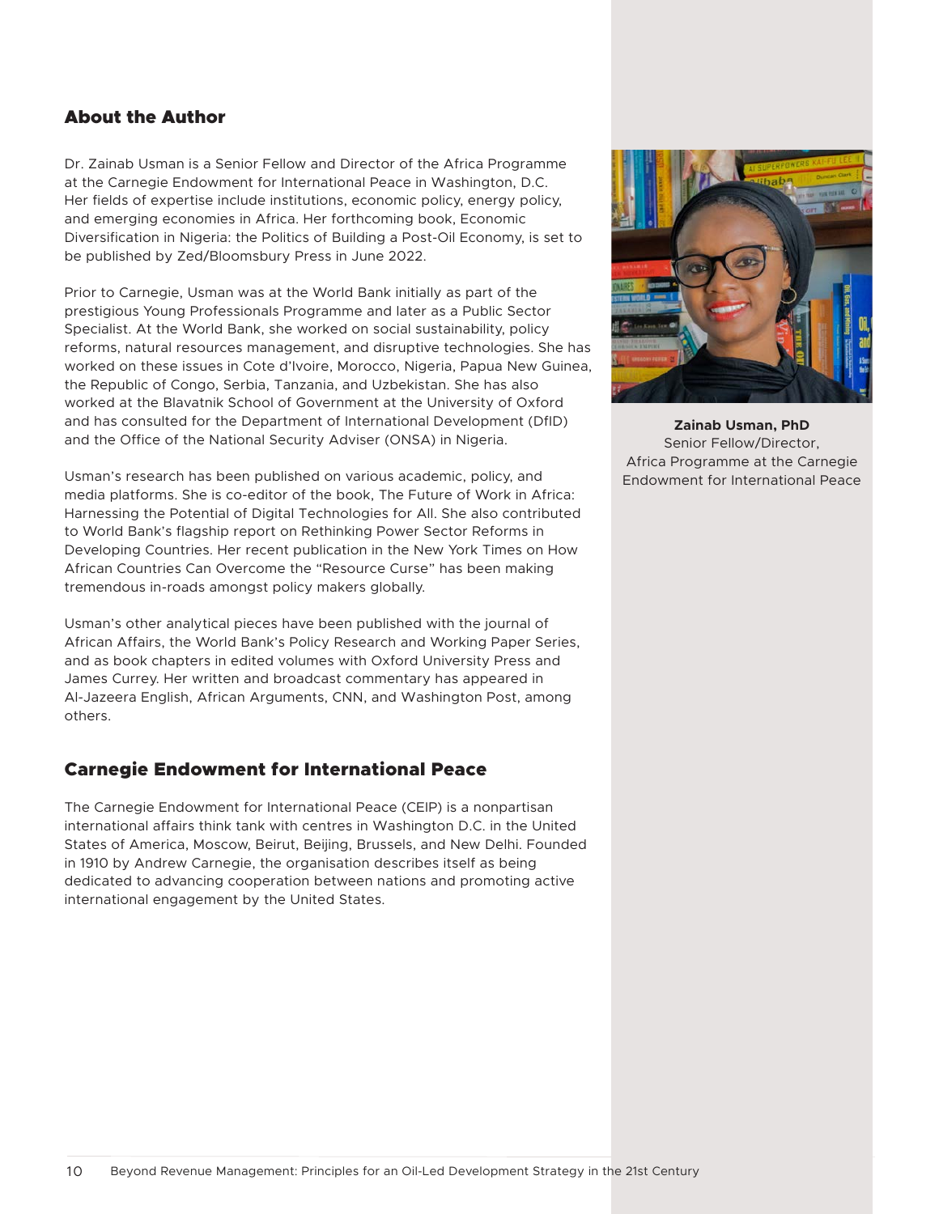## About the Author

Dr. Zainab Usman is a Senior Fellow and Director of the Africa Programme at the Carnegie Endowment for International Peace in Washington, D.C. Her fields of expertise include institutions, economic policy, energy policy, and emerging economies in Africa. Her forthcoming book, Economic Diversification in Nigeria: the Politics of Building a Post-Oil Economy, is set to be published by Zed/Bloomsbury Press in June 2022.

Prior to Carnegie, Usman was at the World Bank initially as part of the prestigious Young Professionals Programme and later as a Public Sector Specialist. At the World Bank, she worked on social sustainability, policy reforms, natural resources management, and disruptive technologies. She has worked on these issues in Cote d'Ivoire, Morocco, Nigeria, Papua New Guinea, the Republic of Congo, Serbia, Tanzania, and Uzbekistan. She has also worked at the Blavatnik School of Government at the University of Oxford and has consulted for the Department of International Development (DfID) and the Office of the National Security Adviser (ONSA) in Nigeria.

Usman's research has been published on various academic, policy, and media platforms. She is co-editor of the book, The Future of Work in Africa: Harnessing the Potential of Digital Technologies for All. She also contributed to World Bank's flagship report on Rethinking Power Sector Reforms in Developing Countries. Her recent publication in the New York Times on How African Countries Can Overcome the "Resource Curse" has been making tremendous in-roads amongst policy makers globally.

Usman's other analytical pieces have been published with the journal of African Affairs, the World Bank's Policy Research and Working Paper Series, and as book chapters in edited volumes with Oxford University Press and James Currey. Her written and broadcast commentary has appeared in Al-Jazeera English, African Arguments, CNN, and Washington Post, among others.

**Zainab Usman, PhD**
Senior Fellow/Director,
Africa Programme at the Carnegie Endowment for International Peace

## Carnegie Endowment for International Peace

The Carnegie Endowment for International Peace (CEIP) is a nonpartisan international affairs think tank with centres in Washington D.C. in the United States of America, Moscow, Beirut, Beijing, Brussels, and New Delhi. Founded in 1910 by Andrew Carnegie, the organisation describes itself as being dedicated to advancing cooperation between nations and promoting active international engagement by the United States.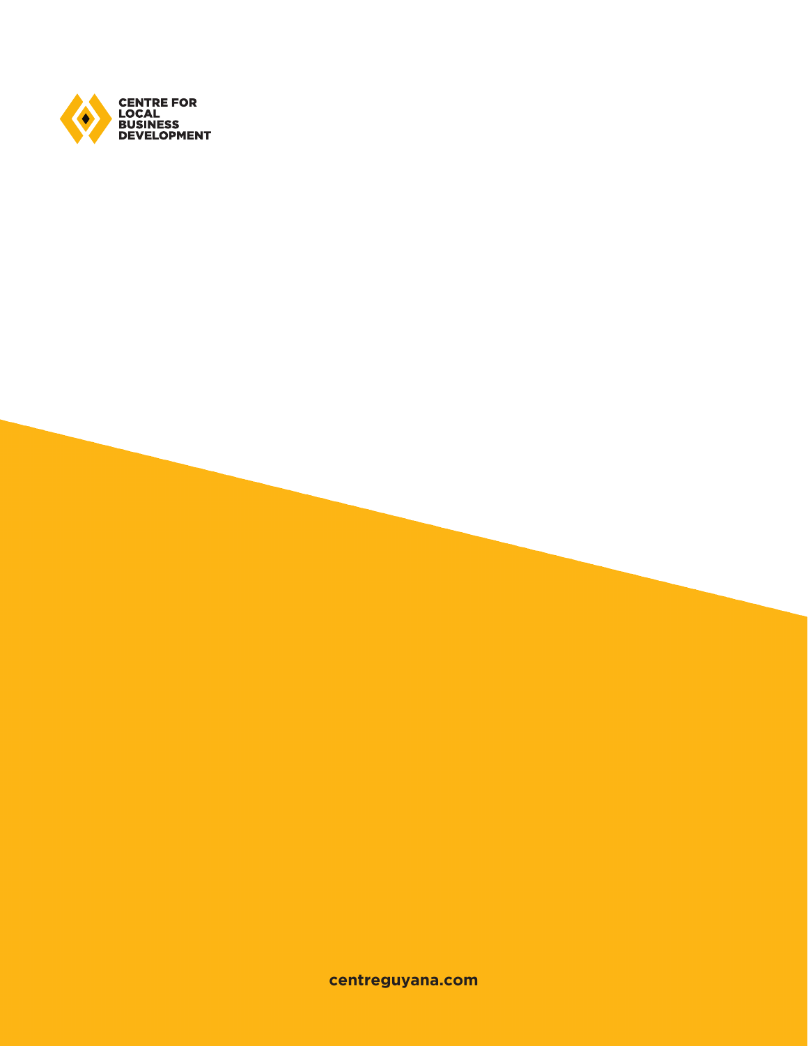CENTRE FOR LOCAL BUSINESS DEVELOPMENT

**centreguyana.com**